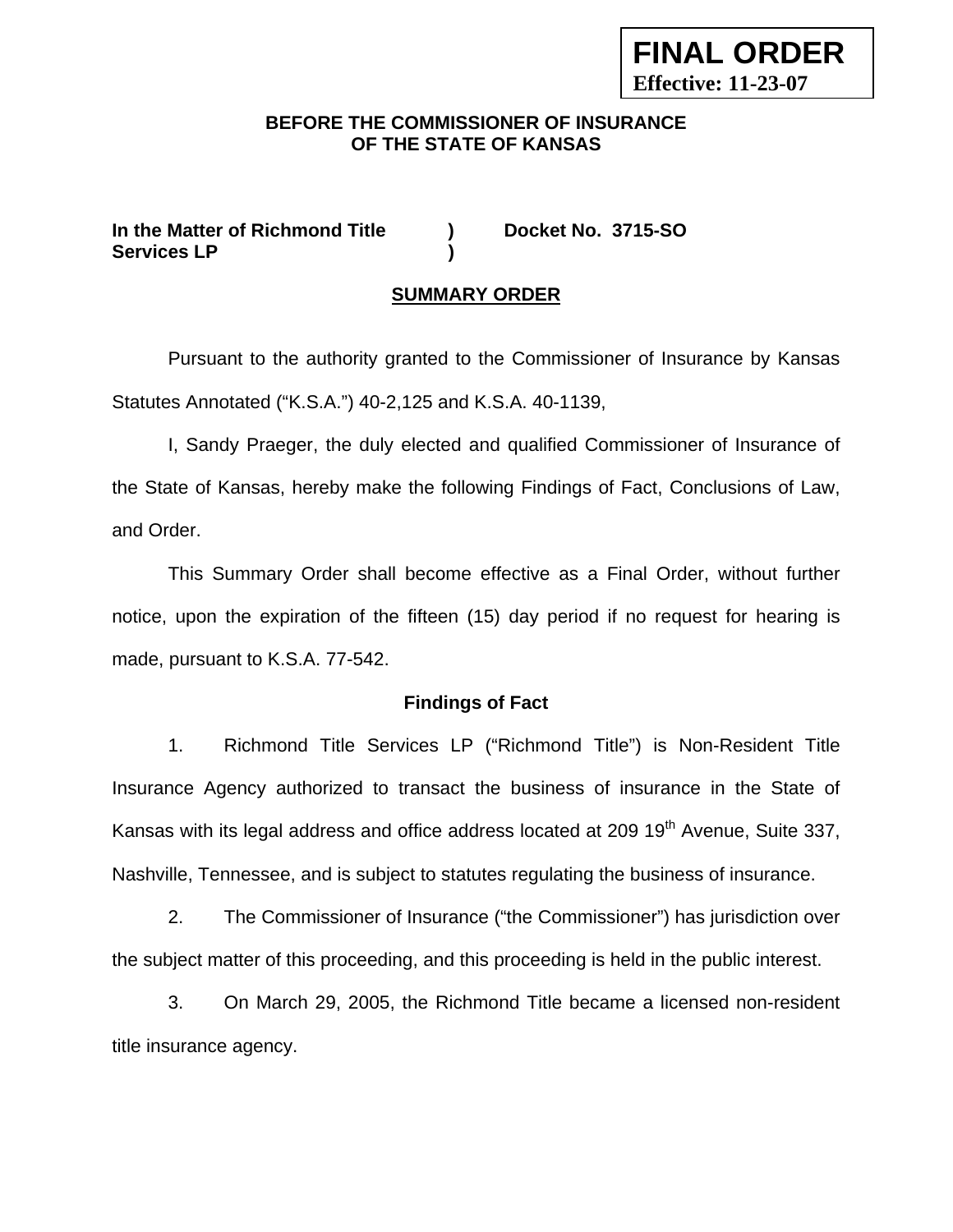**FINAL ORDER**
**Effective: 11-23-07**

**BEFORE THE COMMISSIONER OF INSURANCE**
**OF THE STATE OF KANSAS**

**In the Matter of Richmond Title Services LP ) Docket No. 3715-SO**

## SUMMARY ORDER

Pursuant to the authority granted to the Commissioner of Insurance by Kansas Statutes Annotated ("K.S.A.") 40-2,125 and K.S.A. 40-1139,

I, Sandy Praeger, the duly elected and qualified Commissioner of Insurance of the State of Kansas, hereby make the following Findings of Fact, Conclusions of Law, and Order.

This Summary Order shall become effective as a Final Order, without further notice, upon the expiration of the fifteen (15) day period if no request for hearing is made, pursuant to K.S.A. 77-542.

### Findings of Fact

1. Richmond Title Services LP ("Richmond Title") is Non-Resident Title Insurance Agency authorized to transact the business of insurance in the State of Kansas with its legal address and office address located at 209 19th Avenue, Suite 337, Nashville, Tennessee, and is subject to statutes regulating the business of insurance.

2. The Commissioner of Insurance ("the Commissioner") has jurisdiction over the subject matter of this proceeding, and this proceeding is held in the public interest.

3. On March 29, 2005, the Richmond Title became a licensed non-resident title insurance agency.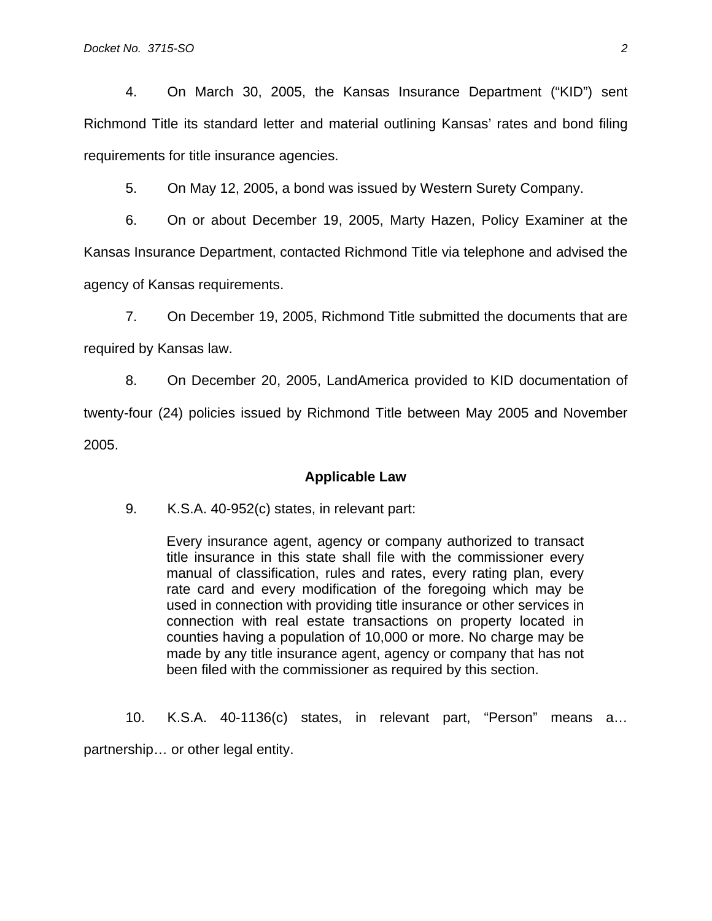4. On March 30, 2005, the Kansas Insurance Department ("KID") sent Richmond Title its standard letter and material outlining Kansas' rates and bond filing requirements for title insurance agencies.

5. On May 12, 2005, a bond was issued by Western Surety Company.

6. On or about December 19, 2005, Marty Hazen, Policy Examiner at the Kansas Insurance Department, contacted Richmond Title via telephone and advised the agency of Kansas requirements.

7. On December 19, 2005, Richmond Title submitted the documents that are required by Kansas law.

8. On December 20, 2005, LandAmerica provided to KID documentation of twenty-four (24) policies issued by Richmond Title between May 2005 and November 2005.

**Applicable Law**

9. K.S.A. 40-952(c) states, in relevant part:

> Every insurance agent, agency or company authorized to transact title insurance in this state shall file with the commissioner every manual of classification, rules and rates, every rating plan, every rate card and every modification of the foregoing which may be used in connection with providing title insurance or other services in connection with real estate transactions on property located in counties having a population of 10,000 or more. No charge may be made by any title insurance agent, agency or company that has not been filed with the commissioner as required by this section.

10. K.S.A. 40-1136(c) states, in relevant part, "Person" means a… partnership… or other legal entity.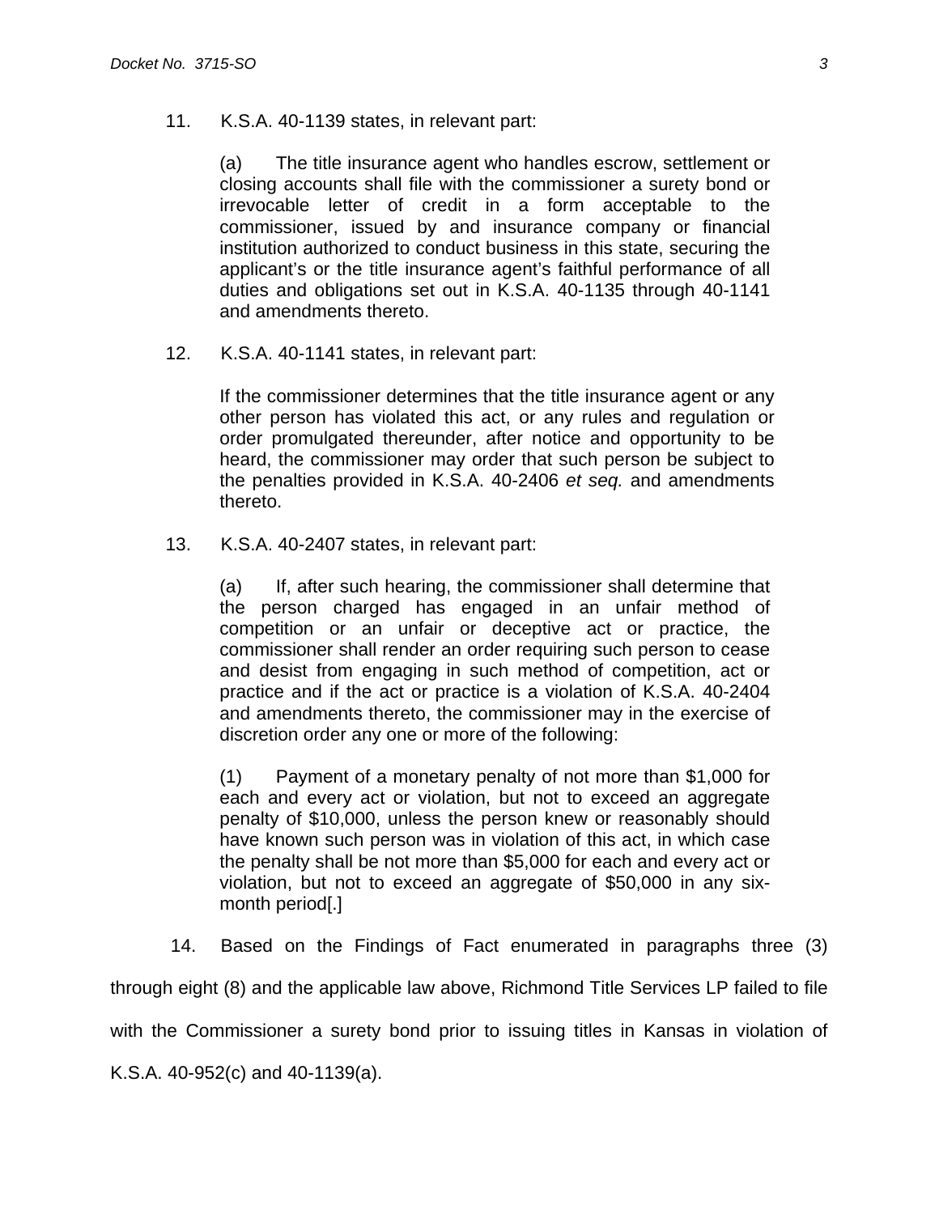11. K.S.A. 40-1139 states, in relevant part:

> (a) The title insurance agent who handles escrow, settlement or closing accounts shall file with the commissioner a surety bond or irrevocable letter of credit in a form acceptable to the commissioner, issued by and insurance company or financial institution authorized to conduct business in this state, securing the applicant's or the title insurance agent's faithful performance of all duties and obligations set out in K.S.A. 40-1135 through 40-1141 and amendments thereto.

12. K.S.A. 40-1141 states, in relevant part:

> If the commissioner determines that the title insurance agent or any other person has violated this act, or any rules and regulation or order promulgated thereunder, after notice and opportunity to be heard, the commissioner may order that such person be subject to the penalties provided in K.S.A. 40-2406 *et seq.* and amendments thereto.

13. K.S.A. 40-2407 states, in relevant part:

> (a) If, after such hearing, the commissioner shall determine that the person charged has engaged in an unfair method of competition or an unfair or deceptive act or practice, the commissioner shall render an order requiring such person to cease and desist from engaging in such method of competition, act or practice and if the act or practice is a violation of K.S.A. 40-2404 and amendments thereto, the commissioner may in the exercise of discretion order any one or more of the following:
>
> (1) Payment of a monetary penalty of not more than $1,000 for each and every act or violation, but not to exceed an aggregate penalty of $10,000, unless the person knew or reasonably should have known such person was in violation of this act, in which case the penalty shall be not more than $5,000 for each and every act or violation, but not to exceed an aggregate of $50,000 in any six-month period[.]

14. Based on the Findings of Fact enumerated in paragraphs three (3) through eight (8) and the applicable law above, Richmond Title Services LP failed to file with the Commissioner a surety bond prior to issuing titles in Kansas in violation of K.S.A. 40-952(c) and 40-1139(a).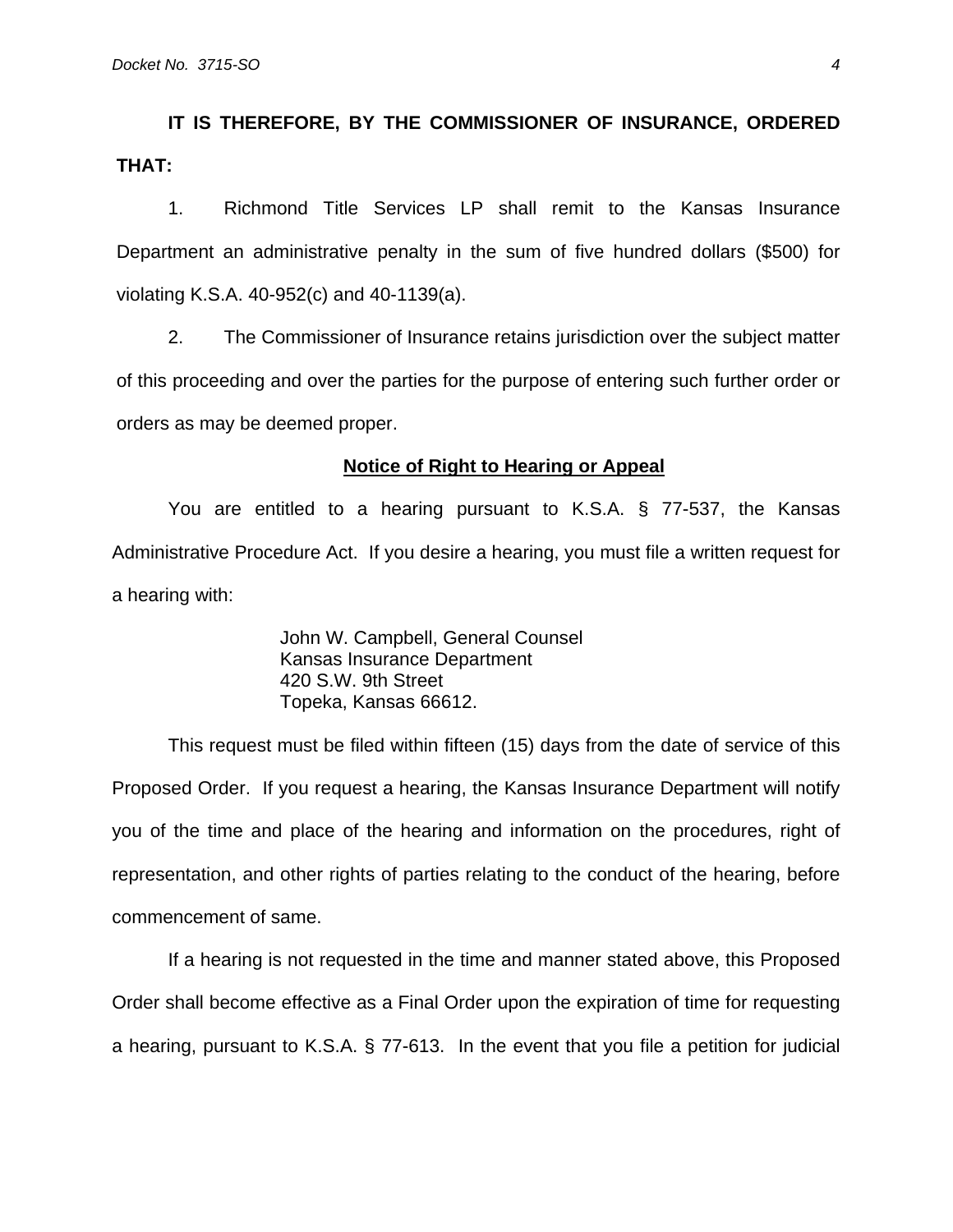**IT IS THEREFORE, BY THE COMMISSIONER OF INSURANCE, ORDERED THAT:**

1. Richmond Title Services LP shall remit to the Kansas Insurance Department an administrative penalty in the sum of five hundred dollars ($500) for violating K.S.A. 40-952(c) and 40-1139(a).

2. The Commissioner of Insurance retains jurisdiction over the subject matter of this proceeding and over the parties for the purpose of entering such further order or orders as may be deemed proper.

**Notice of Right to Hearing or Appeal**

You are entitled to a hearing pursuant to K.S.A. § 77-537, the Kansas Administrative Procedure Act. If you desire a hearing, you must file a written request for a hearing with:

> John W. Campbell, General Counsel
> Kansas Insurance Department
> 420 S.W. 9th Street
> Topeka, Kansas 66612.

This request must be filed within fifteen (15) days from the date of service of this Proposed Order. If you request a hearing, the Kansas Insurance Department will notify you of the time and place of the hearing and information on the procedures, right of representation, and other rights of parties relating to the conduct of the hearing, before commencement of same.

If a hearing is not requested in the time and manner stated above, this Proposed Order shall become effective as a Final Order upon the expiration of time for requesting a hearing, pursuant to K.S.A. § 77-613. In the event that you file a petition for judicial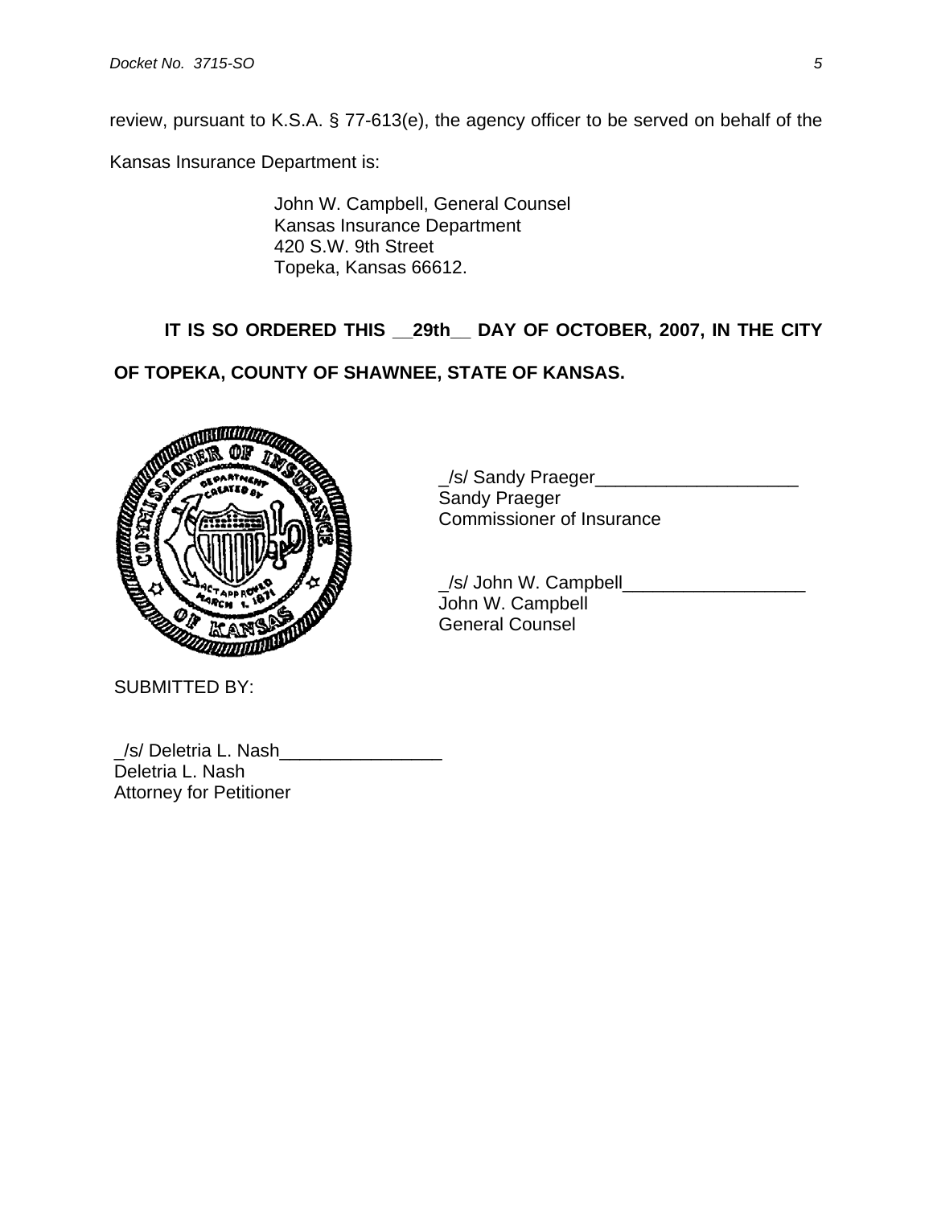review, pursuant to K.S.A. § 77-613(e), the agency officer to be served on behalf of the Kansas Insurance Department is:

> John W. Campbell, General Counsel
> Kansas Insurance Department
> 420 S.W. 9th Street
> Topeka, Kansas 66612.

**IT IS SO ORDERED THIS __29th__ DAY OF OCTOBER, 2007, IN THE CITY OF TOPEKA, COUNTY OF SHAWNEE, STATE OF KANSAS.**

_/s/ Sandy Praeger____________________
Sandy Praeger
Commissioner of Insurance

_/s/ John W. Campbell__________________
John W. Campbell
General Counsel

SUBMITTED BY:

_/s/ Deletria L. Nash________________
Deletria L. Nash
Attorney for Petitioner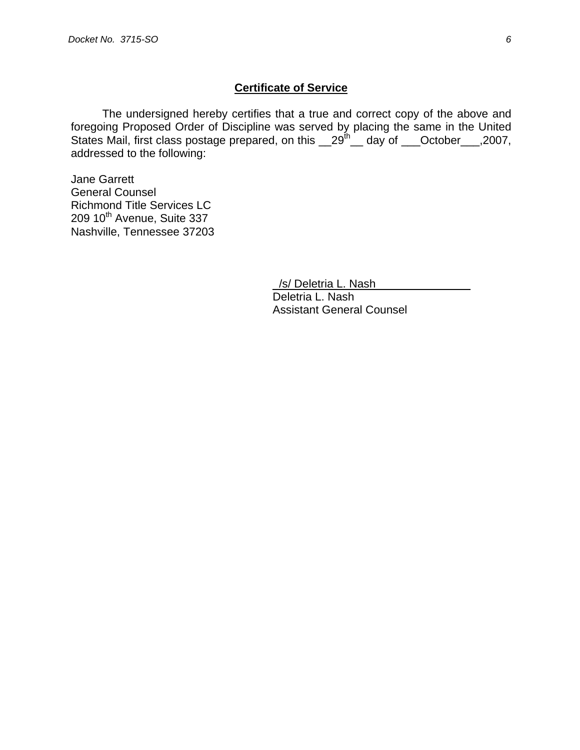## Certificate of Service

The undersigned hereby certifies that a true and correct copy of the above and foregoing Proposed Order of Discipline was served by placing the same in the United States Mail, first class postage prepared, on this __29th__ day of ___October___,2007, addressed to the following:

Jane Garrett
General Counsel
Richmond Title Services LC
209 10th Avenue, Suite 337
Nashville, Tennessee 37203

/s/ Deletria L. Nash
Deletria L. Nash
Assistant General Counsel